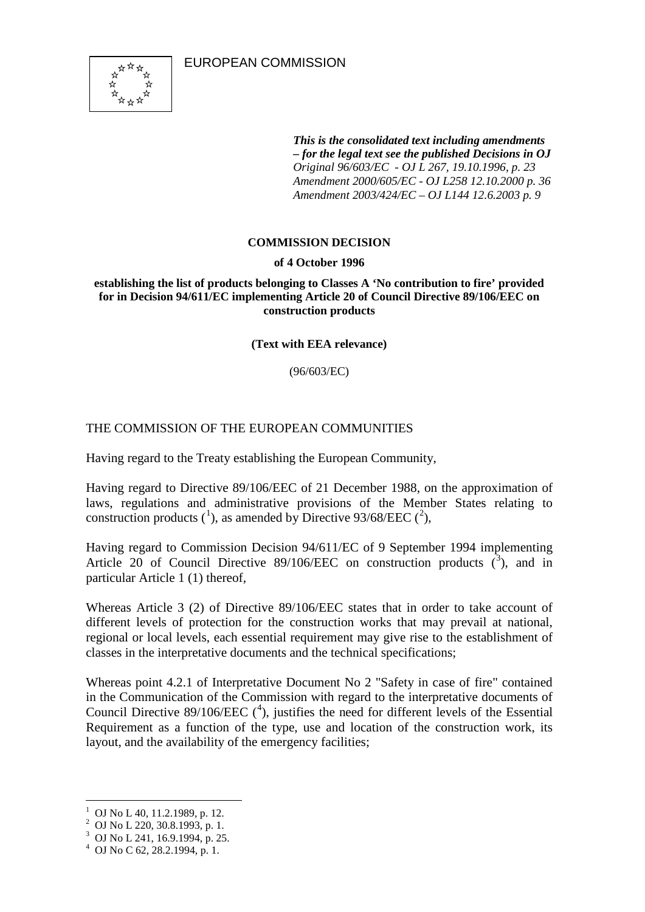EUROPEAN COMMISSION

*This is the consolidated text including amendments – for the legal text see the published Decisions in OJ*
*Original 96/603/EC - OJ L 267, 19.10.1996, p. 23*
*Amendment 2000/605/EC - OJ L258 12.10.2000 p. 36*
*Amendment 2003/424/EC – OJ L144 12.6.2003 p. 9*

**COMMISSION DECISION**

**of 4 October 1996**

**establishing the list of products belonging to Classes A 'No contribution to fire' provided for in Decision 94/611/EC implementing Article 20 of Council Directive 89/106/EEC on construction products**

**(Text with EEA relevance)**

(96/603/EC)

THE COMMISSION OF THE EUROPEAN COMMUNITIES

Having regard to the Treaty establishing the European Community,

Having regard to Directive 89/106/EEC of 21 December 1988, on the approximation of laws, regulations and administrative provisions of the Member States relating to construction products ([1]), as amended by Directive 93/68/EEC ([2]),

Having regard to Commission Decision 94/611/EC of 9 September 1994 implementing Article 20 of Council Directive 89/106/EEC on construction products ([3]), and in particular Article 1 (1) thereof,

Whereas Article 3 (2) of Directive 89/106/EEC states that in order to take account of different levels of protection for the construction works that may prevail at national, regional or local levels, each essential requirement may give rise to the establishment of classes in the interpretative documents and the technical specifications;

Whereas point 4.2.1 of Interpretative Document No 2 "Safety in case of fire" contained in the Communication of the Commission with regard to the interpretative documents of Council Directive 89/106/EEC ([4]), justifies the need for different levels of the Essential Requirement as a function of the type, use and location of the construction work, its layout, and the availability of the emergency facilities;

[1] OJ No L 40, 11.2.1989, p. 12.
[2] OJ No L 220, 30.8.1993, p. 1.
[3] OJ No L 241, 16.9.1994, p. 25.
[4] OJ No C 62, 28.2.1994, p. 1.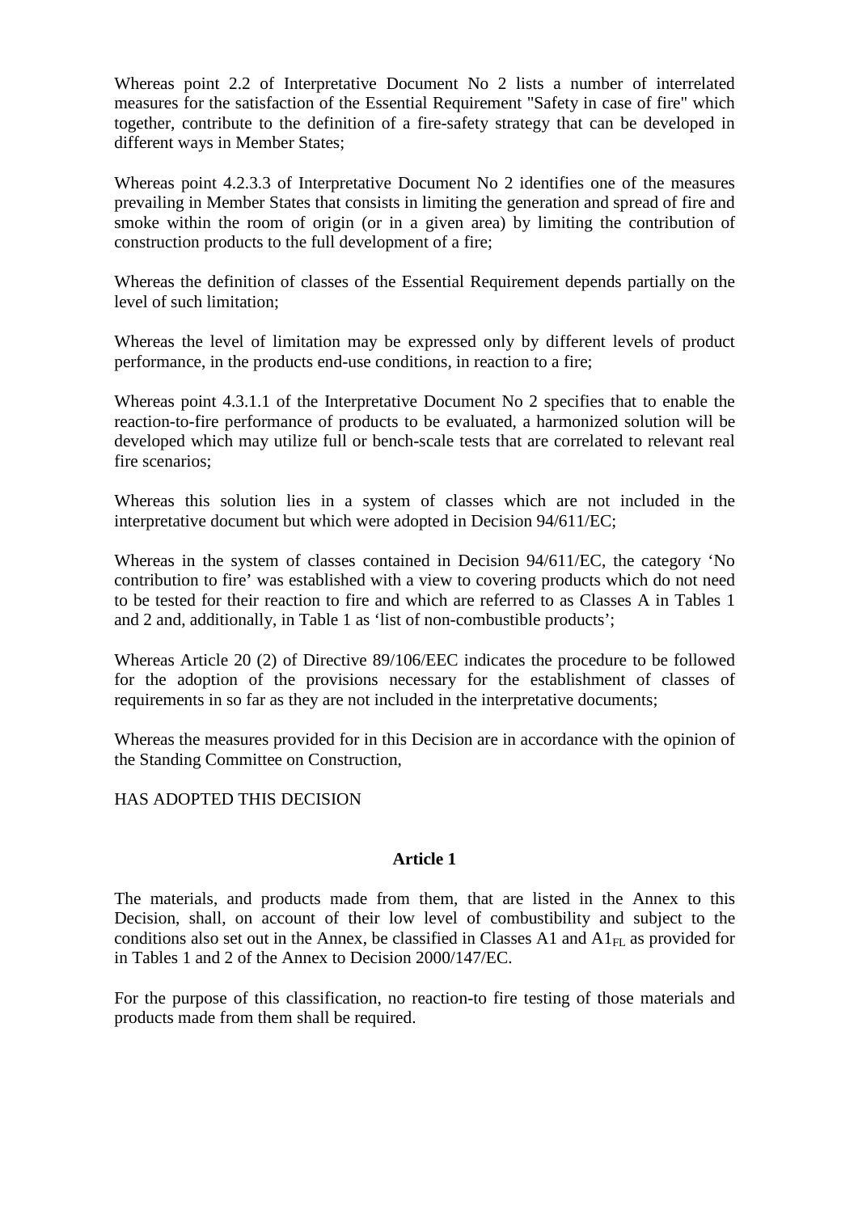Whereas point 2.2 of Interpretative Document No 2 lists a number of interrelated measures for the satisfaction of the Essential Requirement "Safety in case of fire" which together, contribute to the definition of a fire-safety strategy that can be developed in different ways in Member States;

Whereas point 4.2.3.3 of Interpretative Document No 2 identifies one of the measures prevailing in Member States that consists in limiting the generation and spread of fire and smoke within the room of origin (or in a given area) by limiting the contribution of construction products to the full development of a fire;

Whereas the definition of classes of the Essential Requirement depends partially on the level of such limitation;

Whereas the level of limitation may be expressed only by different levels of product performance, in the products end-use conditions, in reaction to a fire;

Whereas point 4.3.1.1 of the Interpretative Document No 2 specifies that to enable the reaction-to-fire performance of products to be evaluated, a harmonized solution will be developed which may utilize full or bench-scale tests that are correlated to relevant real fire scenarios;

Whereas this solution lies in a system of classes which are not included in the interpretative document but which were adopted in Decision 94/611/EC;

Whereas in the system of classes contained in Decision 94/611/EC, the category 'No contribution to fire' was established with a view to covering products which do not need to be tested for their reaction to fire and which are referred to as Classes A in Tables 1 and 2 and, additionally, in Table 1 as 'list of non-combustible products';

Whereas Article 20 (2) of Directive 89/106/EEC indicates the procedure to be followed for the adoption of the provisions necessary for the establishment of classes of requirements in so far as they are not included in the interpretative documents;

Whereas the measures provided for in this Decision are in accordance with the opinion of the Standing Committee on Construction,

HAS ADOPTED THIS DECISION

**Article 1**

The materials, and products made from them, that are listed in the Annex to this Decision, shall, on account of their low level of combustibility and subject to the conditions also set out in the Annex, be classified in Classes A1 and $A1_{FL}$ as provided for in Tables 1 and 2 of the Annex to Decision 2000/147/EC.

For the purpose of this classification, no reaction-to fire testing of those materials and products made from them shall be required.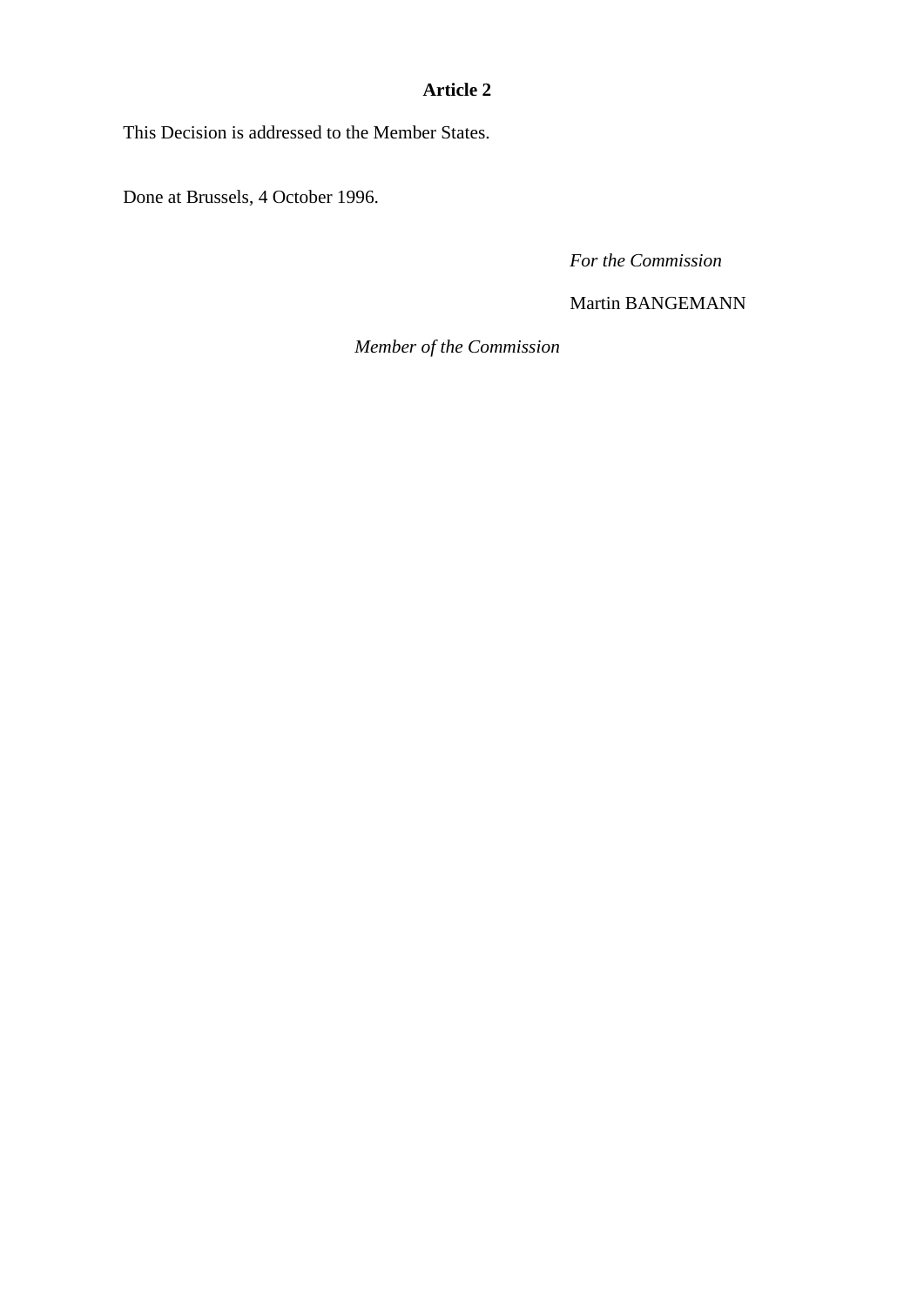**Article 2**

This Decision is addressed to the Member States.

Done at Brussels, 4 October 1996.

*For the Commission*

Martin BANGEMANN

*Member of the Commission*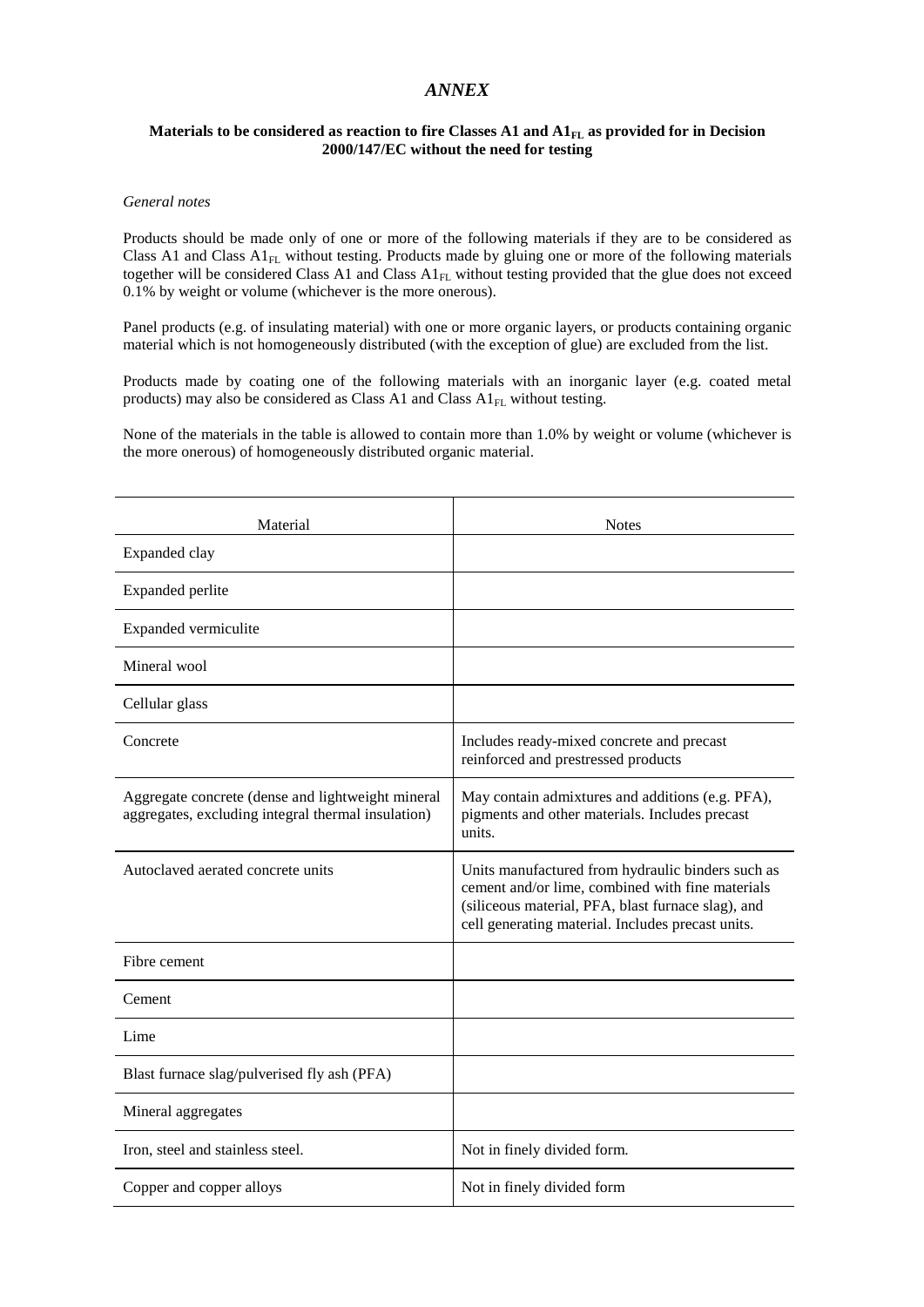# *ANNEX*

**Materials to be considered as reaction to fire Classes A1 and A1$_{FL}$ as provided for in Decision 2000/147/EC without the need for testing**

*General notes*

Products should be made only of one or more of the following materials if they are to be considered as Class A1 and Class A1$_{FL}$ without testing. Products made by gluing one or more of the following materials together will be considered Class A1 and Class A1$_{FL}$ without testing provided that the glue does not exceed 0.1% by weight or volume (whichever is the more onerous).

Panel products (e.g. of insulating material) with one or more organic layers, or products containing organic material which is not homogeneously distributed (with the exception of glue) are excluded from the list.

Products made by coating one of the following materials with an inorganic layer (e.g. coated metal products) may also be considered as Class A1 and Class A1$_{FL}$ without testing.

None of the materials in the table is allowed to contain more than 1.0% by weight or volume (whichever is the more onerous) of homogeneously distributed organic material.

| Material | Notes |
|---|---|
| Expanded clay | |
| Expanded perlite | |
| Expanded vermiculite | |
| Mineral wool | |
| Cellular glass | |
| Concrete | Includes ready-mixed concrete and precast reinforced and prestressed products |
| Aggregate concrete (dense and lightweight mineral aggregates, excluding integral thermal insulation) | May contain admixtures and additions (e.g. PFA), pigments and other materials. Includes precast units. |
| Autoclaved aerated concrete units | Units manufactured from hydraulic binders such as cement and/or lime, combined with fine materials (siliceous material, PFA, blast furnace slag), and cell generating material. Includes precast units. |
| Fibre cement | |
| Cement | |
| Lime | |
| Blast furnace slag/pulverised fly ash (PFA) | |
| Mineral aggregates | |
| Iron, steel and stainless steel. | Not in finely divided form. |
| Copper and copper alloys | Not in finely divided form |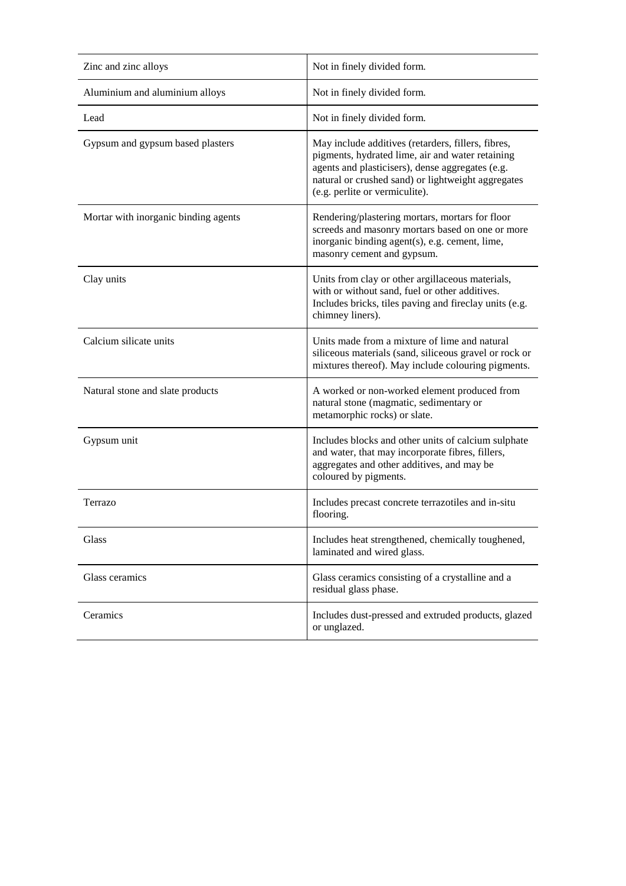| | |
|---|---|
| Zinc and zinc alloys | Not in finely divided form. |
| Aluminium and aluminium alloys | Not in finely divided form. |
| Lead | Not in finely divided form. |
| Gypsum and gypsum based plasters | May include additives (retarders, fillers, fibres, pigments, hydrated lime, air and water retaining agents and plasticisers), dense aggregates (e.g. natural or crushed sand) or lightweight aggregates (e.g. perlite or vermiculite). |
| Mortar with inorganic binding agents | Rendering/plastering mortars, mortars for floor screeds and masonry mortars based on one or more inorganic binding agent(s), e.g. cement, lime, masonry cement and gypsum. |
| Clay units | Units from clay or other argillaceous materials, with or without sand, fuel or other additives. Includes bricks, tiles paving and fireclay units (e.g. chimney liners). |
| Calcium silicate units | Units made from a mixture of lime and natural siliceous materials (sand, siliceous gravel or rock or mixtures thereof). May include colouring pigments. |
| Natural stone and slate products | A worked or non-worked element produced from natural stone (magmatic, sedimentary or metamorphic rocks) or slate. |
| Gypsum unit | Includes blocks and other units of calcium sulphate and water, that may incorporate fibres, fillers, aggregates and other additives, and may be coloured by pigments. |
| Terrazo | Includes precast concrete terrazotiles and in-situ flooring. |
| Glass | Includes heat strengthened, chemically toughened, laminated and wired glass. |
| Glass ceramics | Glass ceramics consisting of a crystalline and a residual glass phase. |
| Ceramics | Includes dust-pressed and extruded products, glazed or unglazed. |